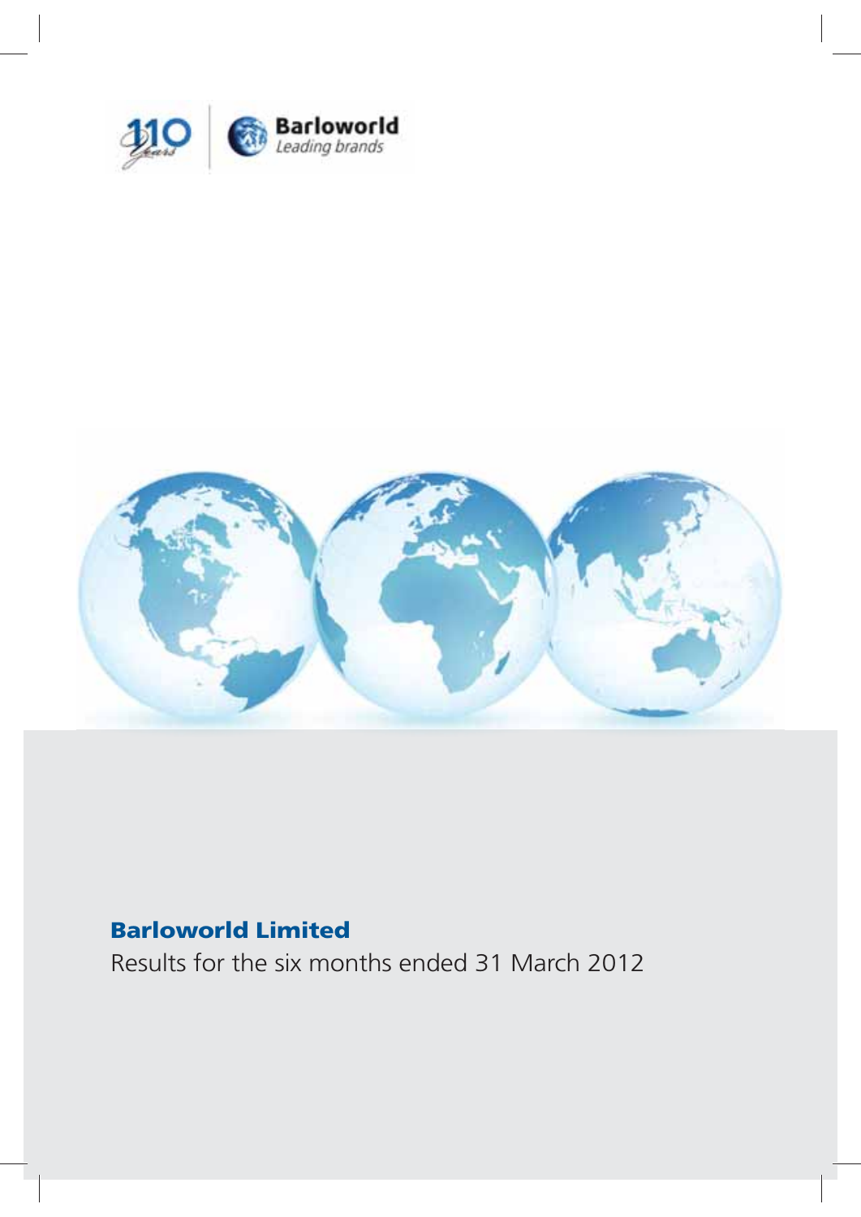110 Years

Barloworld

*Leading brands*

# Barloworld Limited

Results for the six months ended 31 March 2012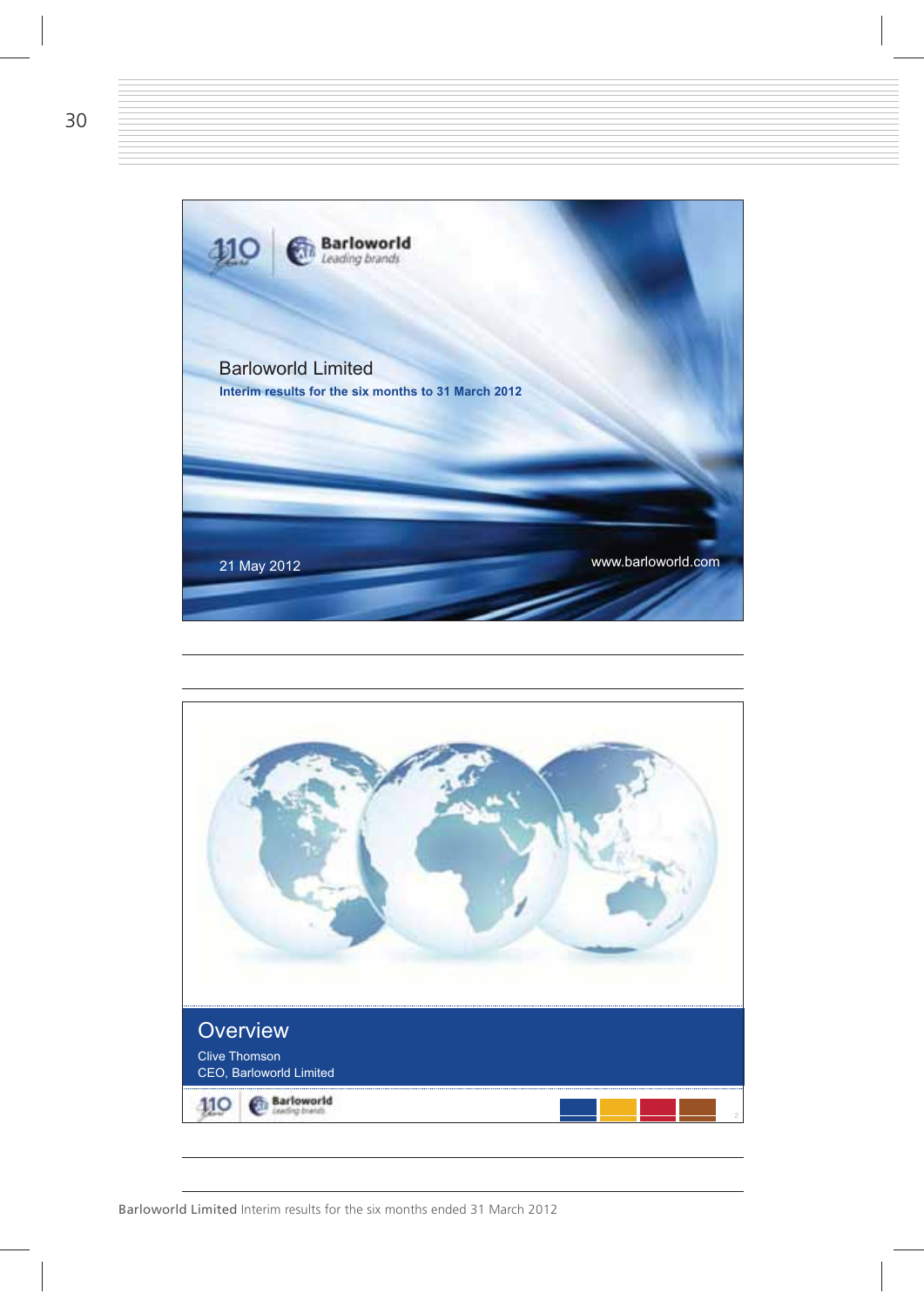Barloworld Limited

Interim results for the six months to 31 March 2012

21 May 2012

www.barloworld.com

## Overview

Clive Thomson

CEO, Barloworld Limited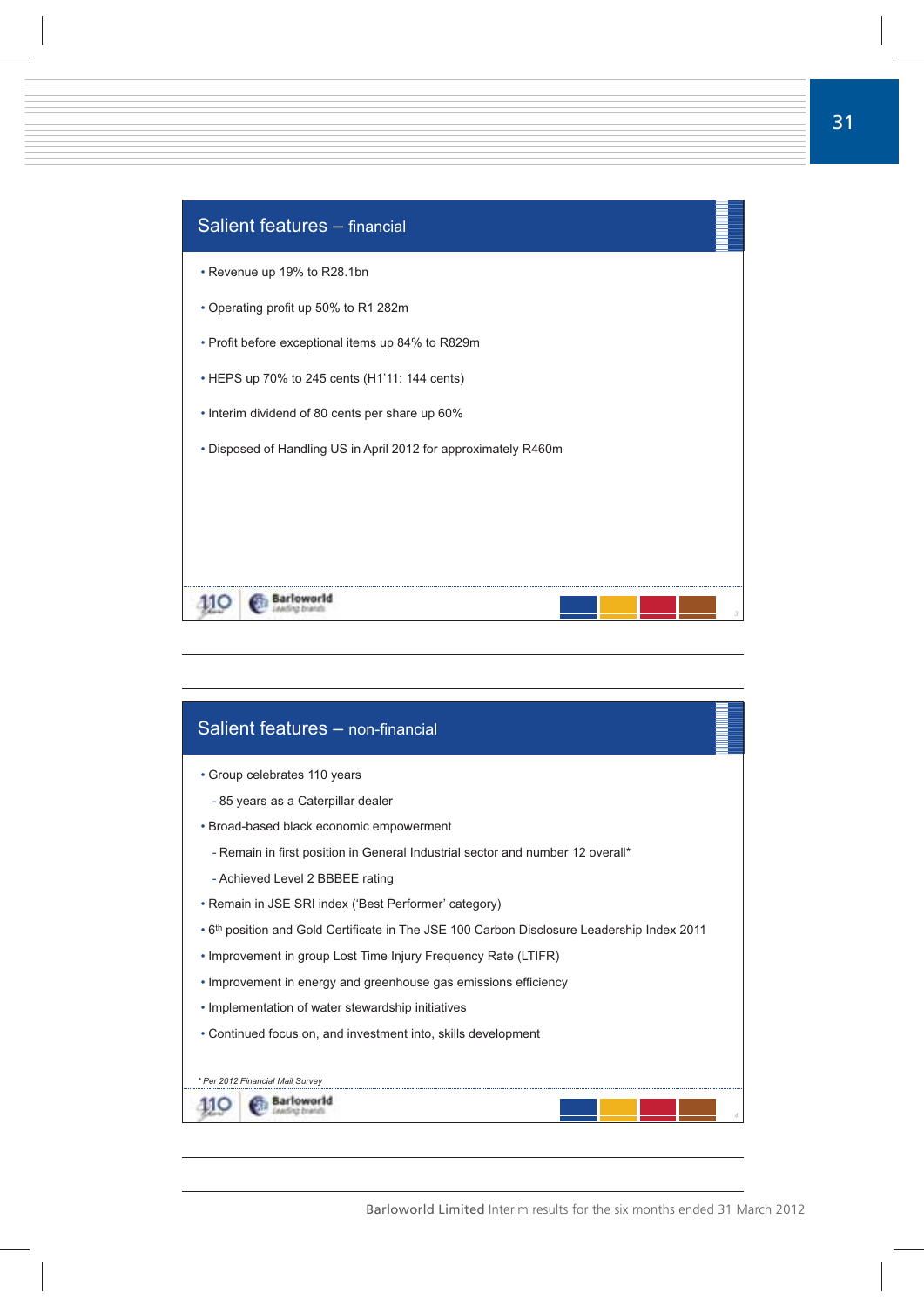## Salient features – financial

- Revenue up 19% to R28.1bn
- Operating profit up 50% to R1 282m
- Profit before exceptional items up 84% to R829m
- HEPS up 70% to 245 cents (H1'11: 144 cents)
- Interim dividend of 80 cents per share up 60%
- Disposed of Handling US in April 2012 for approximately R460m

## Salient features – non-financial

- Group celebrates 110 years
  - 85 years as a Caterpillar dealer
- Broad-based black economic empowerment
  - Remain in first position in General Industrial sector and number 12 overall*
  - Achieved Level 2 BBBEE rating
- Remain in JSE SRI index ('Best Performer' category)
- 6th position and Gold Certificate in The JSE 100 Carbon Disclosure Leadership Index 2011
- Improvement in group Lost Time Injury Frequency Rate (LTIFR)
- Improvement in energy and greenhouse gas emissions efficiency
- Implementation of water stewardship initiatives
- Continued focus on, and investment into, skills development

*\* Per 2012 Financial Mail Survey*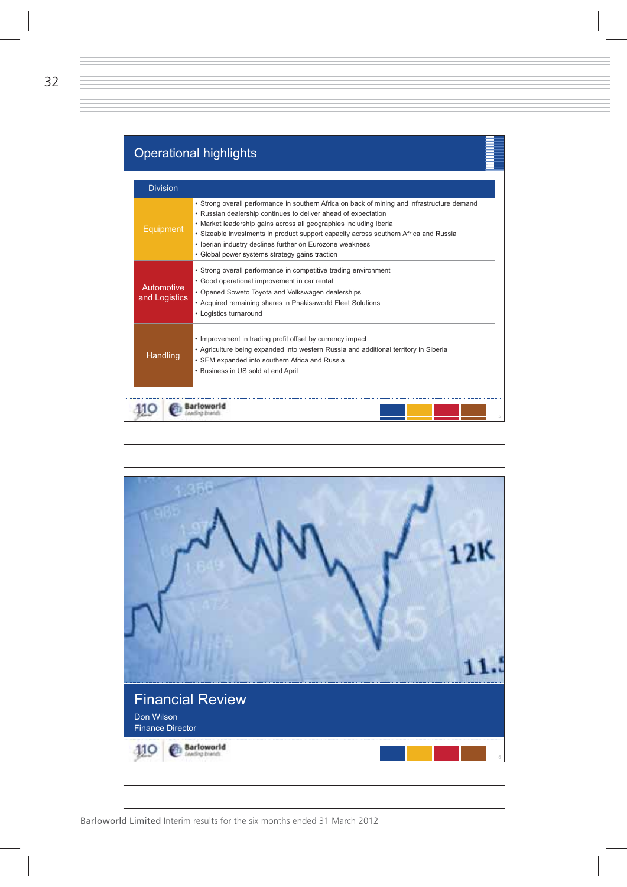## Operational highlights

| Division | |
|---|---|
| Equipment | • Strong overall performance in southern Africa on back of mining and infrastructure demand<br>• Russian dealership continues to deliver ahead of expectation<br>• Market leadership gains across all geographies including Iberia<br>• Sizeable investments in product support capacity across southern Africa and Russia<br>• Iberian industry declines further on Eurozone weakness<br>• Global power systems strategy gains traction |
| Automotive and Logistics | • Strong overall performance in competitive trading environment<br>• Good operational improvement in car rental<br>• Opened Soweto Toyota and Volkswagen dealerships<br>• Acquired remaining shares in Phakisaworld Fleet Solutions<br>• Logistics turnaround |
| Handling | • Improvement in trading profit offset by currency impact<br>• Agriculture being expanded into western Russia and additional territory in Siberia<br>• SEM expanded into southern Africa and Russia<br>• Business in US sold at end April |

## Financial Review

Don Wilson
Finance Director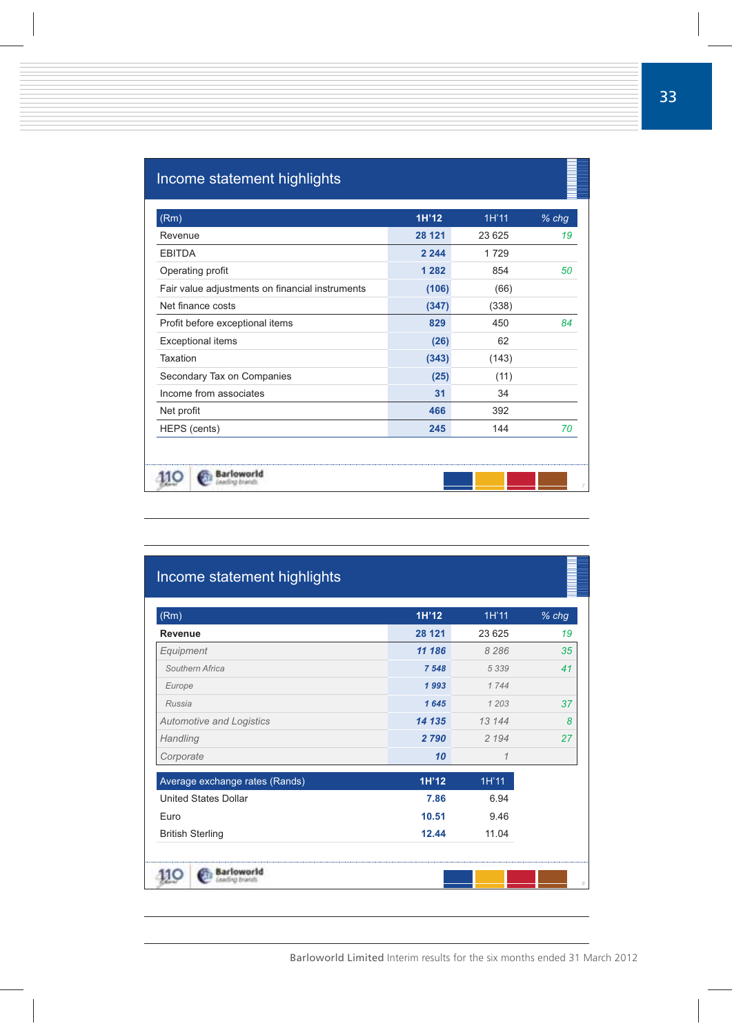## Income statement highlights

| (Rm) | 1H'12 | 1H'11 | % chg |
|---|---|---|---|
| Revenue | **28 121** | 23 625 | *19* |
| EBITDA | **2 244** | 1 729 | |
| Operating profit | **1 282** | 854 | *50* |
| Fair value adjustments on financial instruments | **(106)** | (66) | |
| Net finance costs | **(347)** | (338) | |
| Profit before exceptional items | **829** | 450 | *84* |
| Exceptional items | **(26)** | 62 | |
| Taxation | **(343)** | (143) | |
| Secondary Tax on Companies | **(25)** | (11) | |
| Income from associates | **31** | 34 | |
| Net profit | **466** | 392 | |
| HEPS (cents) | **245** | 144 | *70* |

## Income statement highlights

| (Rm) | 1H'12 | 1H'11 | % chg |
|---|---|---|---|
| **Revenue** | **28 121** | 23 625 | *19* |
| *Equipment* | ***11 186*** | *8 286* | *35* |
| *Southern Africa* | ***7 548*** | *5 339* | *41* |
| *Europe* | ***1 993*** | *1 744* | |
| *Russia* | ***1 645*** | *1 203* | *37* |
| *Automotive and Logistics* | ***14 135*** | *13 144* | *8* |
| *Handling* | ***2 790*** | *2 194* | *27* |
| *Corporate* | ***10*** | *1* | |

| Average exchange rates (Rands) | 1H'12 | 1H'11 |
|---|---|---|
| United States Dollar | **7.86** | 6.94 |
| Euro | **10.51** | 9.46 |
| British Sterling | **12.44** | 11.04 |

Barloworld Limited Interim results for the six months ended 31 March 2012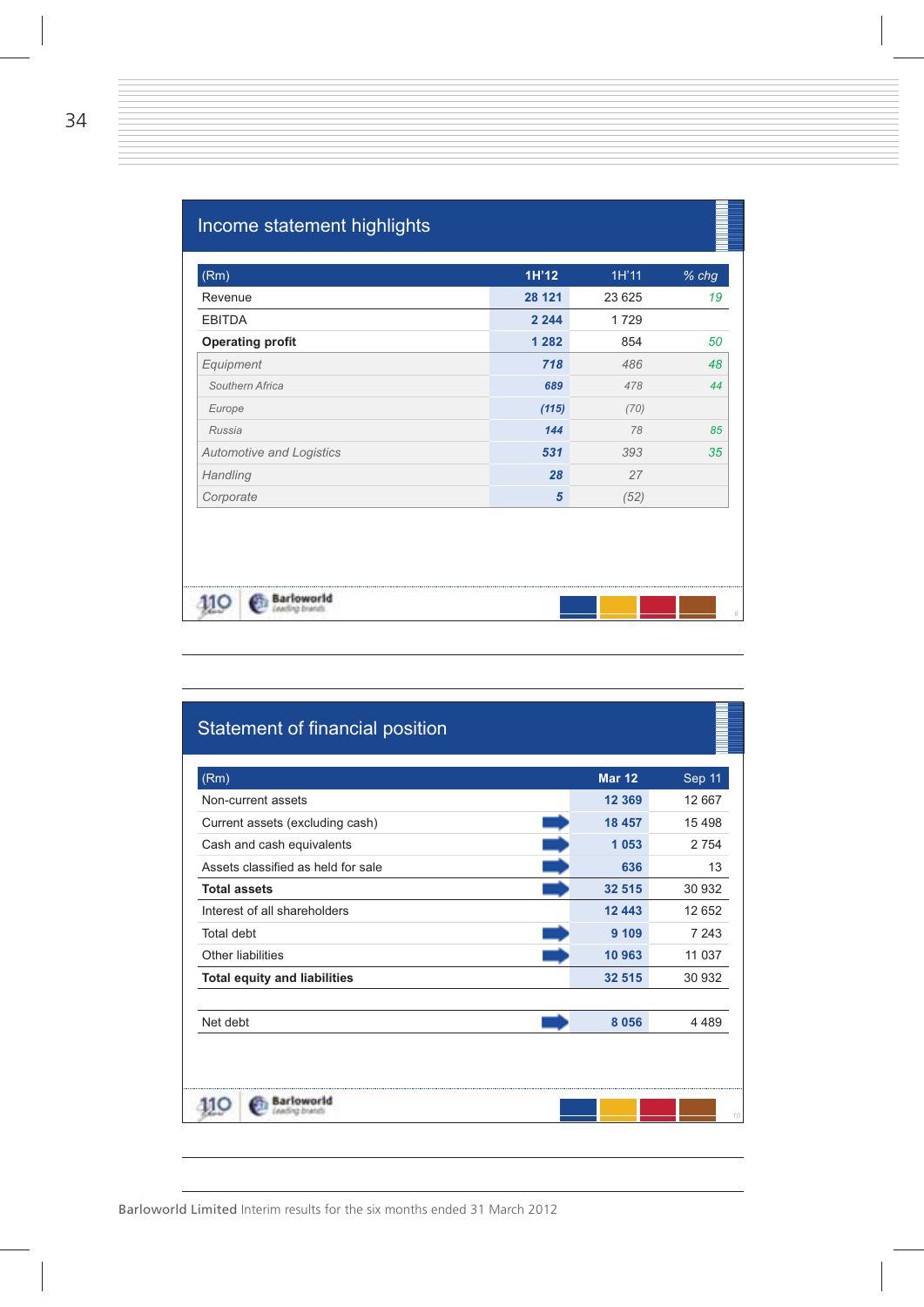## Income statement highlights

| (Rm) | 1H'12 | 1H'11 | % chg |
|---|---|---|---|
| Revenue | 28 121 | 23 625 | 19 |
| EBITDA | 2 244 | 1 729 | |
| **Operating profit** | **1 282** | 854 | 50 |
| *Equipment* | *718* | *486* | *48* |
| *Southern Africa* | *689* | *478* | *44* |
| *Europe* | *(115)* | *(70)* | |
| *Russia* | *144* | *78* | *85* |
| *Automotive and Logistics* | *531* | *393* | *35* |
| *Handling* | *28* | *27* | |
| *Corporate* | *5* | *(52)* | |

## Statement of financial position

| (Rm) | Mar 12 | Sep 11 |
|---|---|---|
| Non-current assets | 12 369 | 12 667 |
| Current assets (excluding cash) | 18 457 | 15 498 |
| Cash and cash equivalents | 1 053 | 2 754 |
| Assets classified as held for sale | 636 | 13 |
| **Total assets** | **32 515** | 30 932 |
| Interest of all shareholders | 12 443 | 12 652 |
| Total debt | 9 109 | 7 243 |
| Other liabilities | 10 963 | 11 037 |
| **Total equity and liabilities** | **32 515** | 30 932 |
| Net debt | 8 056 | 4 489 |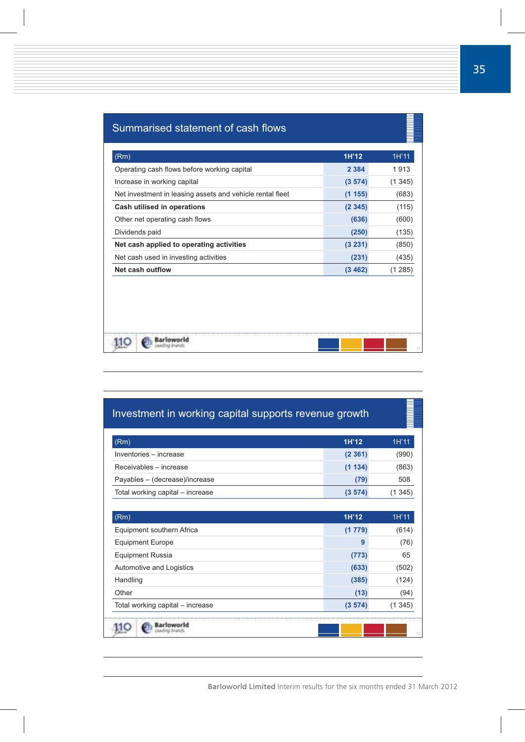## Summarised statement of cash flows

| (Rm) | 1H'12 | 1H'11 |
|---|---|---|
| Operating cash flows before working capital | 2 384 | 1 913 |
| Increase in working capital | (3 574) | (1 345) |
| Net investment in leasing assets and vehicle rental fleet | (1 155) | (683) |
| **Cash utilised in operations** | **(2 345)** | **(115)** |
| Other net operating cash flows | (636) | (600) |
| Dividends paid | (250) | (135) |
| **Net cash applied to operating activities** | **(3 231)** | **(850)** |
| Net cash used in investing activities | (231) | (435) |
| **Net cash outflow** | **(3 462)** | **(1 285)** |

## Investment in working capital supports revenue growth

| (Rm) | 1H'12 | 1H'11 |
|---|---|---|
| Inventories – increase | (2 361) | (990) |
| Receivables – increase | (1 134) | (863) |
| Payables – (decrease)/increase | (79) | 508 |
| Total working capital – increase | (3 574) | (1 345) |

| (Rm) | 1H'12 | 1H'11 |
|---|---|---|
| Equipment southern Africa | (1 779) | (614) |
| Equipment Europe | 9 | (76) |
| Equipment Russia | (773) | 65 |
| Automotive and Logistics | (633) | (502) |
| Handling | (385) | (124) |
| Other | (13) | (94) |
| Total working capital – increase | (3 574) | (1 345) |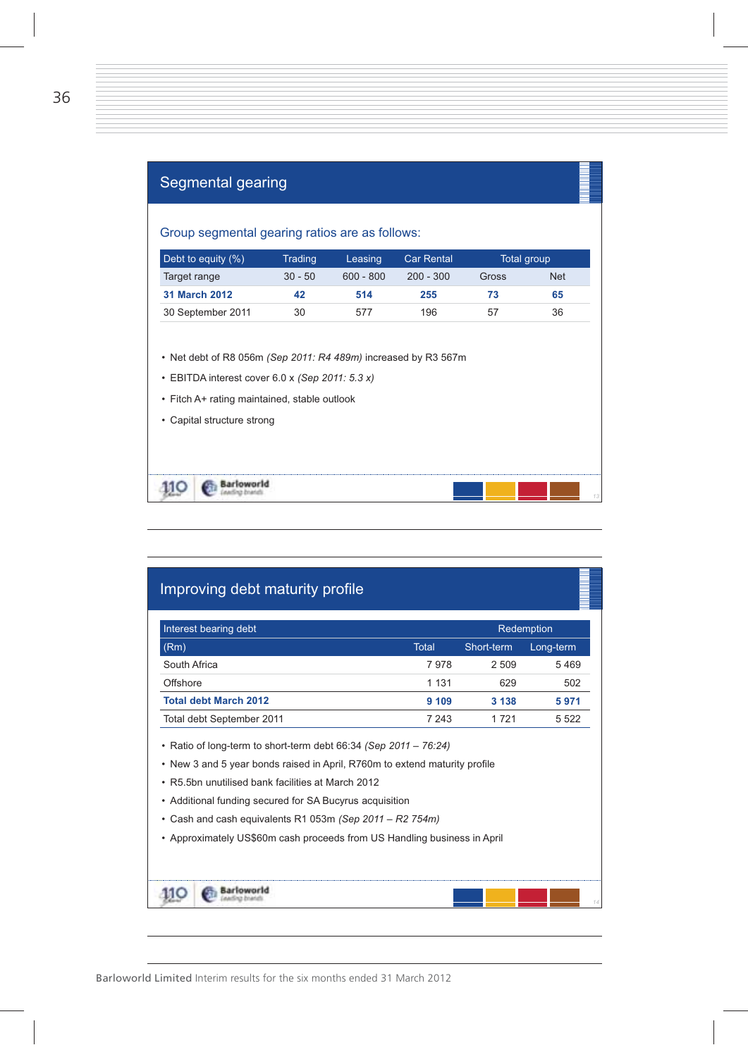## Segmental gearing

### Group segmental gearing ratios are as follows:

| Debt to equity (%) | Trading | Leasing | Car Rental | Total group | |
|---|---|---|---|---|---|
| Target range | 30 - 50 | 600 - 800 | 200 - 300 | Gross | Net |
| **31 March 2012** | **42** | **514** | **255** | **73** | **65** |
| 30 September 2011 | 30 | 577 | 196 | 57 | 36 |

- Net debt of R8 056m *(Sep 2011: R4 489m)* increased by R3 567m
- EBITDA interest cover 6.0 x *(Sep 2011: 5.3 x)*
- Fitch A+ rating maintained, stable outlook
- Capital structure strong

## Improving debt maturity profile

| Interest bearing debt | | Redemption | |
|---|---|---|---|
| (Rm) | Total | Short-term | Long-term |
| South Africa | 7 978 | 2 509 | 5 469 |
| Offshore | 1 131 | 629 | 502 |
| **Total debt March 2012** | **9 109** | **3 138** | **5 971** |
| Total debt September 2011 | 7 243 | 1 721 | 5 522 |

- Ratio of long-term to short-term debt 66:34 *(Sep 2011 – 76:24)*
- New 3 and 5 year bonds raised in April, R760m to extend maturity profile
- R5.5bn unutilised bank facilities at March 2012
- Additional funding secured for SA Bucyrus acquisition
- Cash and cash equivalents R1 053m *(Sep 2011 – R2 754m)*
- Approximately US$60m cash proceeds from US Handling business in April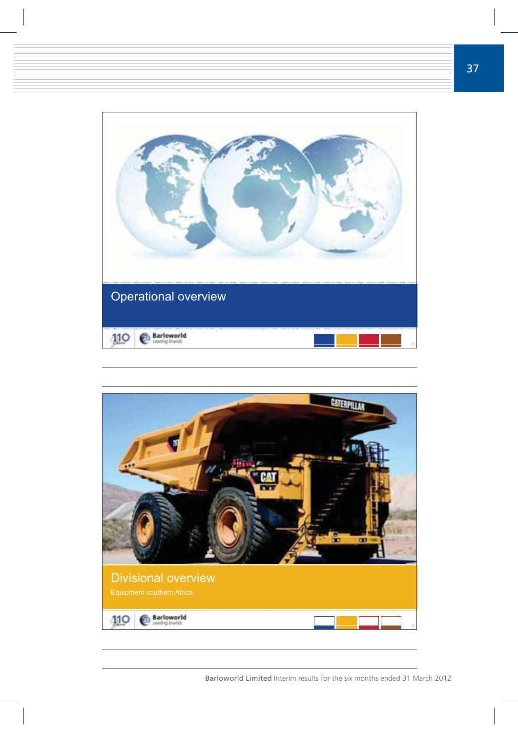## Operational overview

## Divisional overview

Equipment southern Africa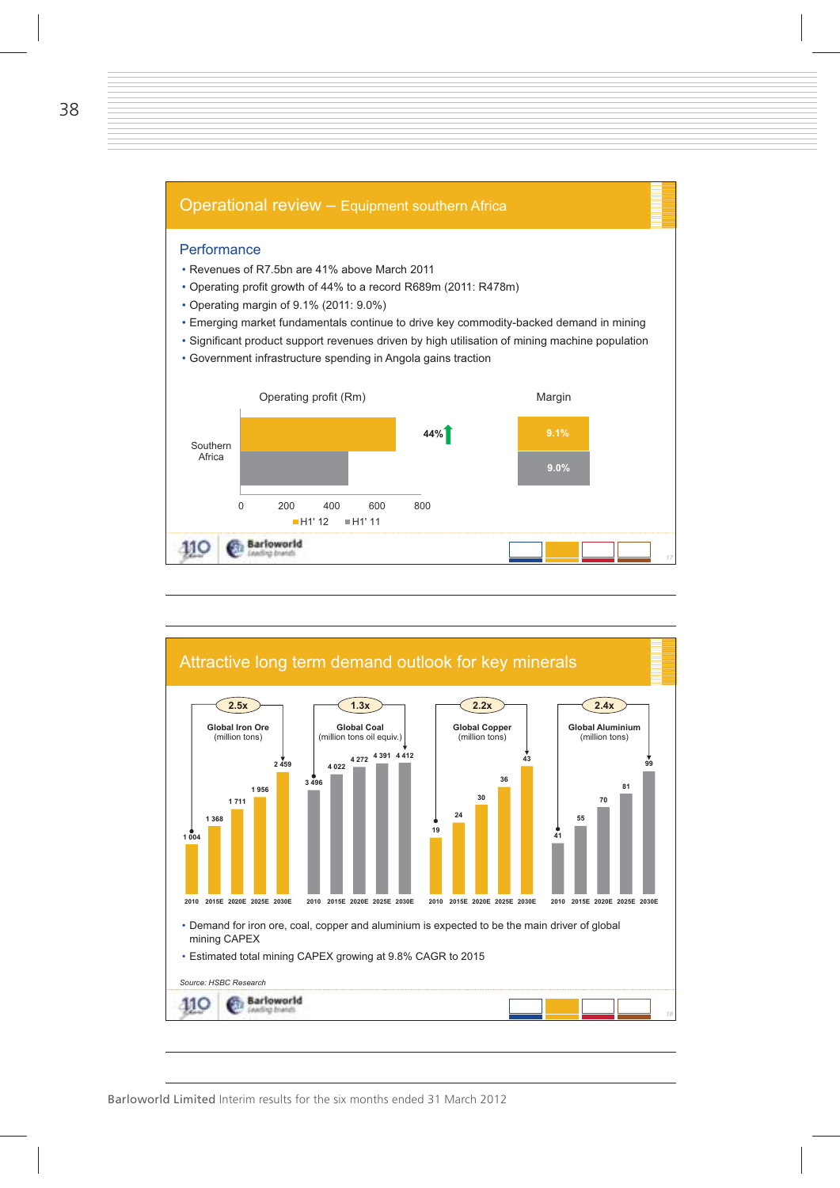## Operational review – Equipment southern Africa

### Performance

- Revenues of R7.5bn are 41% above March 2011
- Operating profit growth of 44% to a record R689m (2011: R478m)
- Operating margin of 9.1% (2011: 9.0%)
- Emerging market fundamentals continue to drive key commodity-backed demand in mining
- Significant product support revenues driven by high utilisation of mining machine population
- Government infrastructure spending in Angola gains traction

Operating profit (Rm)

| | H1' 12 | H1' 11 | Growth |
|---|---|---|---|
| Southern Africa | 689 | 478 | 44% |

Margin

| H1' 12 | H1' 11 |
|---|---|
| 9.1% | 9.0% |

## Attractive long term demand outlook for key minerals

| | 2010 | 2015E | 2020E | 2025E | 2030E | Growth |
|---|---|---|---|---|---|---|
| Global Iron Ore (million tons) | 1 004 | 1 368 | 1 711 | 1 956 | 2 459 | 2.5x |
| Global Coal (million tons oil equiv.) | 3 496 | 4 022 | 4 272 | 4 391 | 4 412 | 1.3x |
| Global Copper (million tons) | 19 | 24 | 30 | 36 | 43 | 2.2x |
| Global Aluminium (million tons) | 41 | 55 | 70 | 81 | 99 | 2.4x |

- Demand for iron ore, coal, copper and aluminium is expected to be the main driver of global mining CAPEX
- Estimated total mining CAPEX growing at 9.8% CAGR to 2015

*Source: HSBC Research*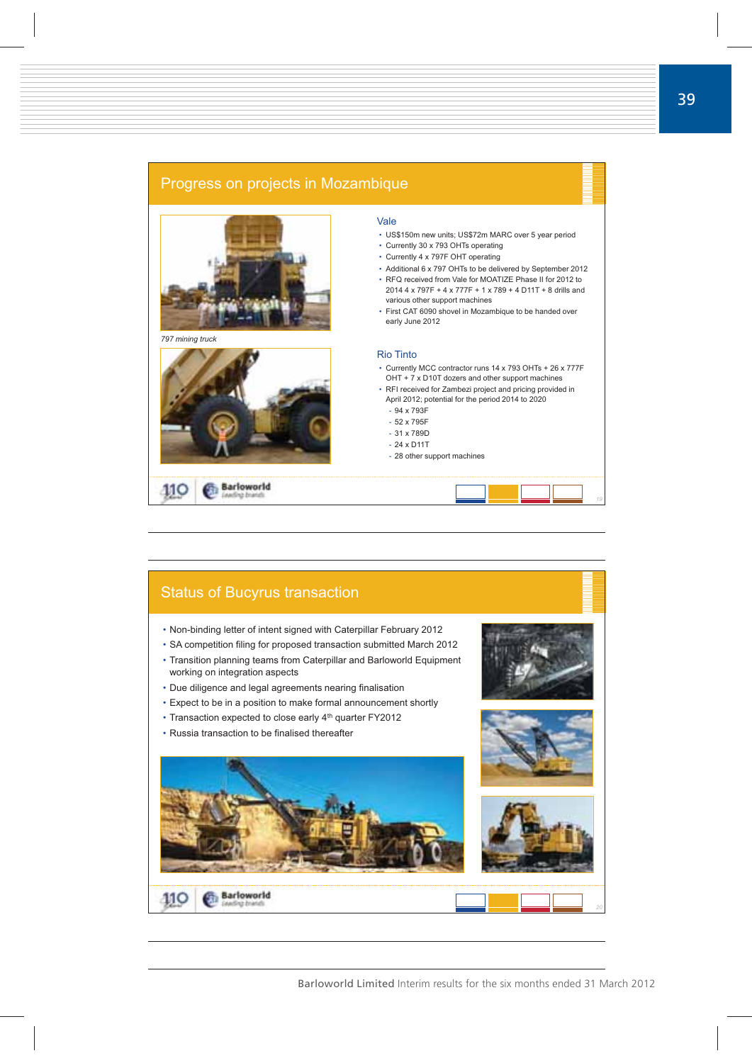## Progress on projects in Mozambique

*797 mining truck*

### Vale

- US$150m new units; US$72m MARC over 5 year period
- Currently 30 x 793 OHTs operating
- Currently 4 x 797F OHT operating
- Additional 6 x 797 OHTs to be delivered by September 2012
- RFQ received from Vale for MOATIZE Phase II for 2012 to 2014 4 x 797F + 4 x 777F + 1 x 789 + 4 D11T + 8 drills and various other support machines
- First CAT 6090 shovel in Mozambique to be handed over early June 2012

### Rio Tinto

- Currently MCC contractor runs 14 x 793 OHTs + 26 x 777F OHT + 7 x D10T dozers and other support machines
- RFI received for Zambezi project and pricing provided in April 2012; potential for the period 2014 to 2020
  - 94 x 793F
  - 52 x 795F
  - 31 x 789D
  - 24 x D11T
  - 28 other support machines

## Status of Bucyrus transaction

- Non-binding letter of intent signed with Caterpillar February 2012
- SA competition filing for proposed transaction submitted March 2012
- Transition planning teams from Caterpillar and Barloworld Equipment working on integration aspects
- Due diligence and legal agreements nearing finalisation
- Expect to be in a position to make formal announcement shortly
- Transaction expected to close early 4th quarter FY2012
- Russia transaction to be finalised thereafter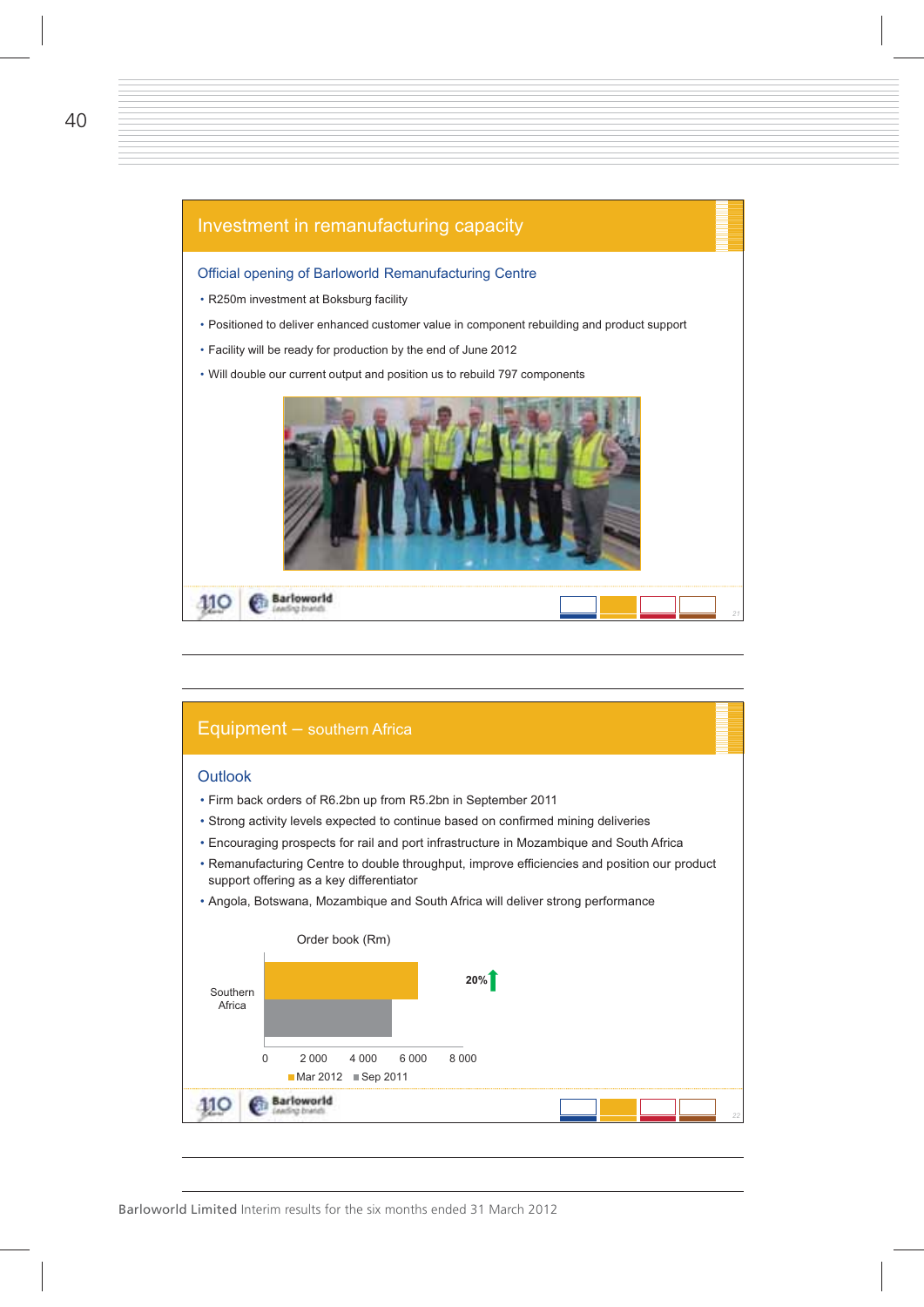## Investment in remanufacturing capacity

### Official opening of Barloworld Remanufacturing Centre

- R250m investment at Boksburg facility
- Positioned to deliver enhanced customer value in component rebuilding and product support
- Facility will be ready for production by the end of June 2012
- Will double our current output and position us to rebuild 797 components

## Equipment – southern Africa

### Outlook

- Firm back orders of R6.2bn up from R5.2bn in September 2011
- Strong activity levels expected to continue based on confirmed mining deliveries
- Encouraging prospects for rail and port infrastructure in Mozambique and South Africa
- Remanufacturing Centre to double throughput, improve efficiencies and position our product support offering as a key differentiator
- Angola, Botswana, Mozambique and South Africa will deliver strong performance

Order book (Rm)

Southern Africa

20% ↑

0 | 2 000 | 4 000 | 6 000 | 8 000

Mar 2012 | Sep 2011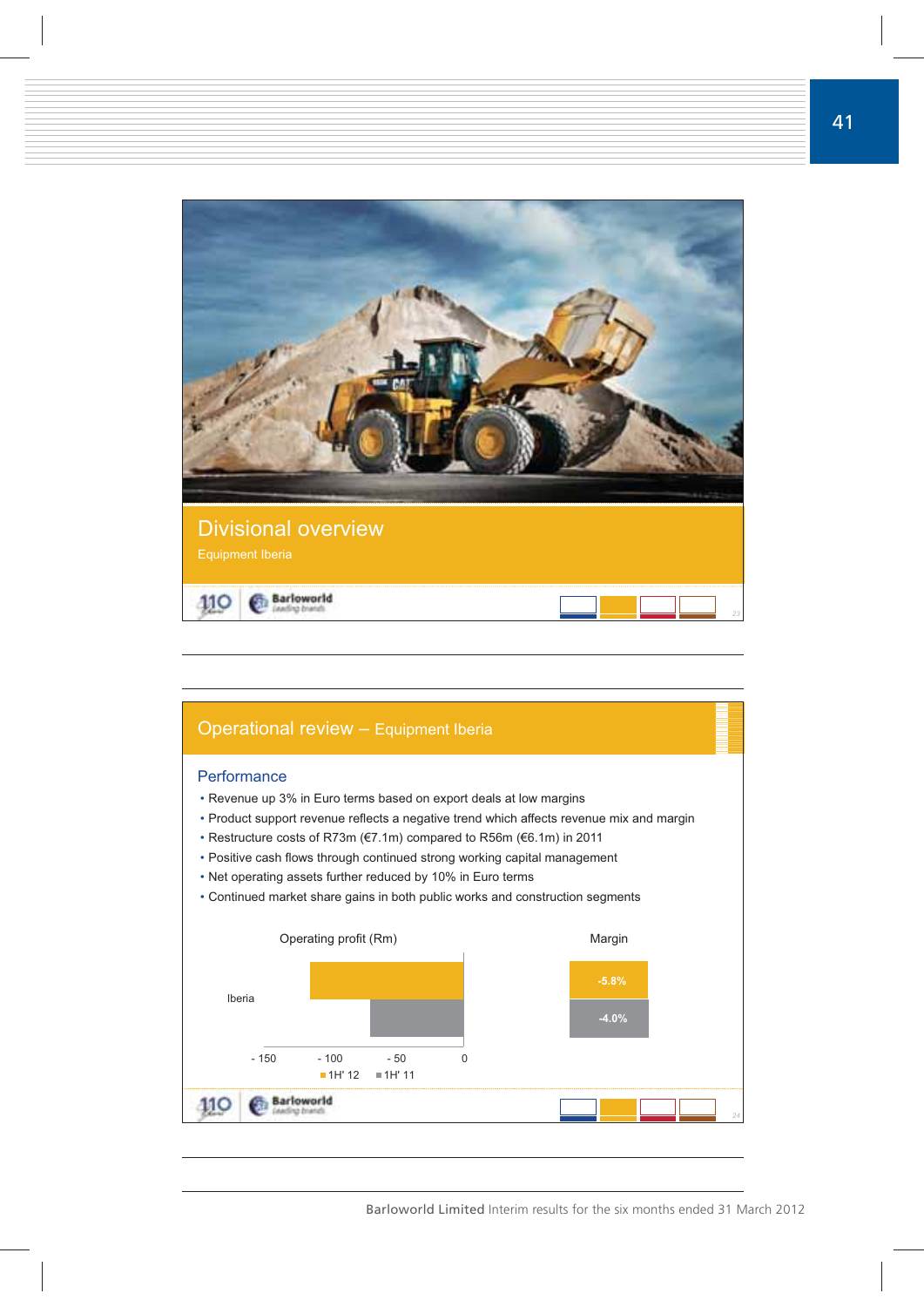# Divisional overview

Equipment Iberia

## Operational review – Equipment Iberia

### Performance

- Revenue up 3% in Euro terms based on export deals at low margins
- Product support revenue reflects a negative trend which affects revenue mix and margin
- Restructure costs of R73m (€7.1m) compared to R56m (€6.1m) in 2011
- Positive cash flows through continued strong working capital management
- Net operating assets further reduced by 10% in Euro terms
- Continued market share gains in both public works and construction segments

Operating profit (Rm)

| | 1H' 12 | 1H' 11 |
|---|---|---|
| Iberia | | |

Margin

| 1H' 12 | 1H' 11 |
|---|---|
| -5.8% | -4.0% |

Barloworld Limited Interim results for the six months ended 31 March 2012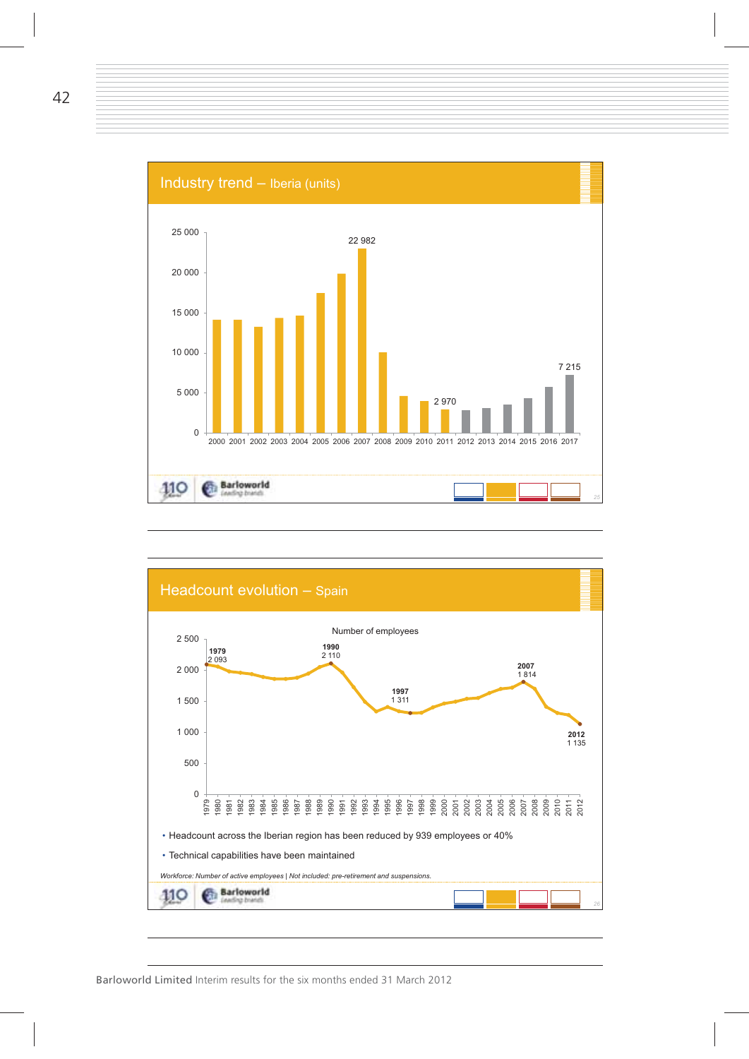## Industry trend – Iberia (units)

| Year | Units |
|---|---|
| 2000 | |
| 2001 | |
| 2002 | |
| 2003 | |
| 2004 | |
| 2005 | |
| 2006 | |
| 2007 | 22 982 |
| 2008 | |
| 2009 | |
| 2010 | |
| 2011 | 2 970 |
| 2012 | |
| 2013 | |
| 2014 | |
| 2015 | |
| 2016 | |
| 2017 | 7 215 |

## Headcount evolution – Spain

Number of employees

| Year | Employees |
|---|---|
| 1979 | 2 093 |
| 1990 | 2 110 |
| 1997 | 1 311 |
| 2007 | 1 814 |
| 2012 | 1 135 |

- Headcount across the Iberian region has been reduced by 939 employees or 40%
- Technical capabilities have been maintained

*Workforce: Number of active employees | Not included: pre-retirement and suspensions.*

Barloworld Limited Interim results for the six months ended 31 March 2012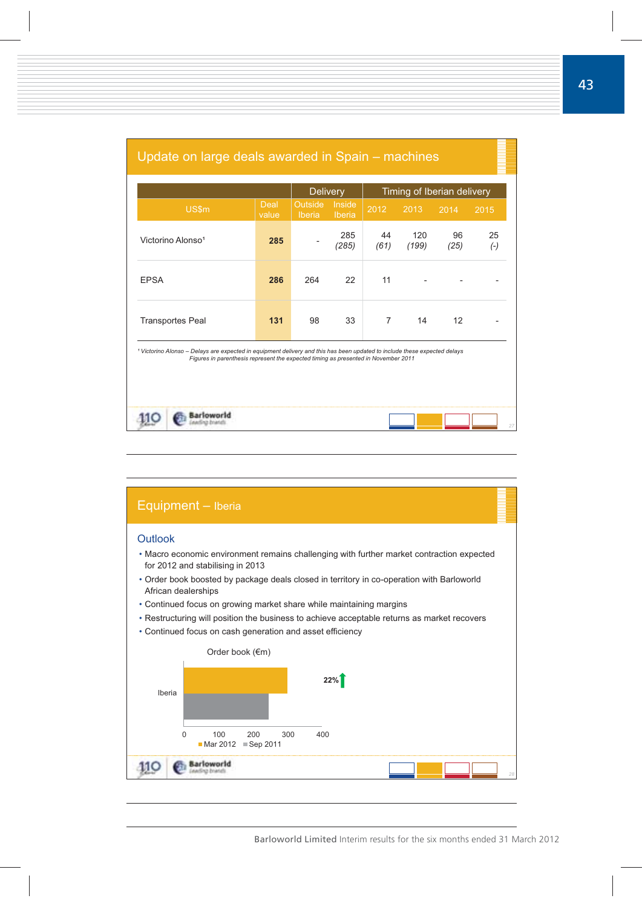## Update on large deals awarded in Spain – machines

| US$m | Deal value | Delivery | | Timing of Iberian delivery | | | |
|---|---|---|---|---|---|---|---|
| | | Outside Iberia | Inside Iberia | 2012 | 2013 | 2014 | 2015 |
| Victorino Alonso[1] | **285** | - | 285 *(285)* | 44 *(61)* | 120 *(199)* | 96 *(25)* | 25 *(-)* |
| EPSA | **286** | 264 | 22 | 11 | - | - | - |
| Transportes Peal | **131** | 98 | 33 | 7 | 14 | 12 | - |

*[1] Victorino Alonso – Delays are expected in equipment delivery and this has been updated to include these expected delays*
*Figures in parenthesis represent the expected timing as presented in November 2011*

## Equipment – Iberia

### Outlook

- Macro economic environment remains challenging with further market contraction expected for 2012 and stabilising in 2013
- Order book boosted by package deals closed in territory in co-operation with Barloworld African dealerships
- Continued focus on growing market share while maintaining margins
- Restructuring will position the business to achieve acceptable returns as market recovers
- Continued focus on cash generation and asset efficiency

Order book (€m)

Iberia: 22% ↑

0 | 100 | 200 | 300 | 400

Mar 2012 | Sep 2011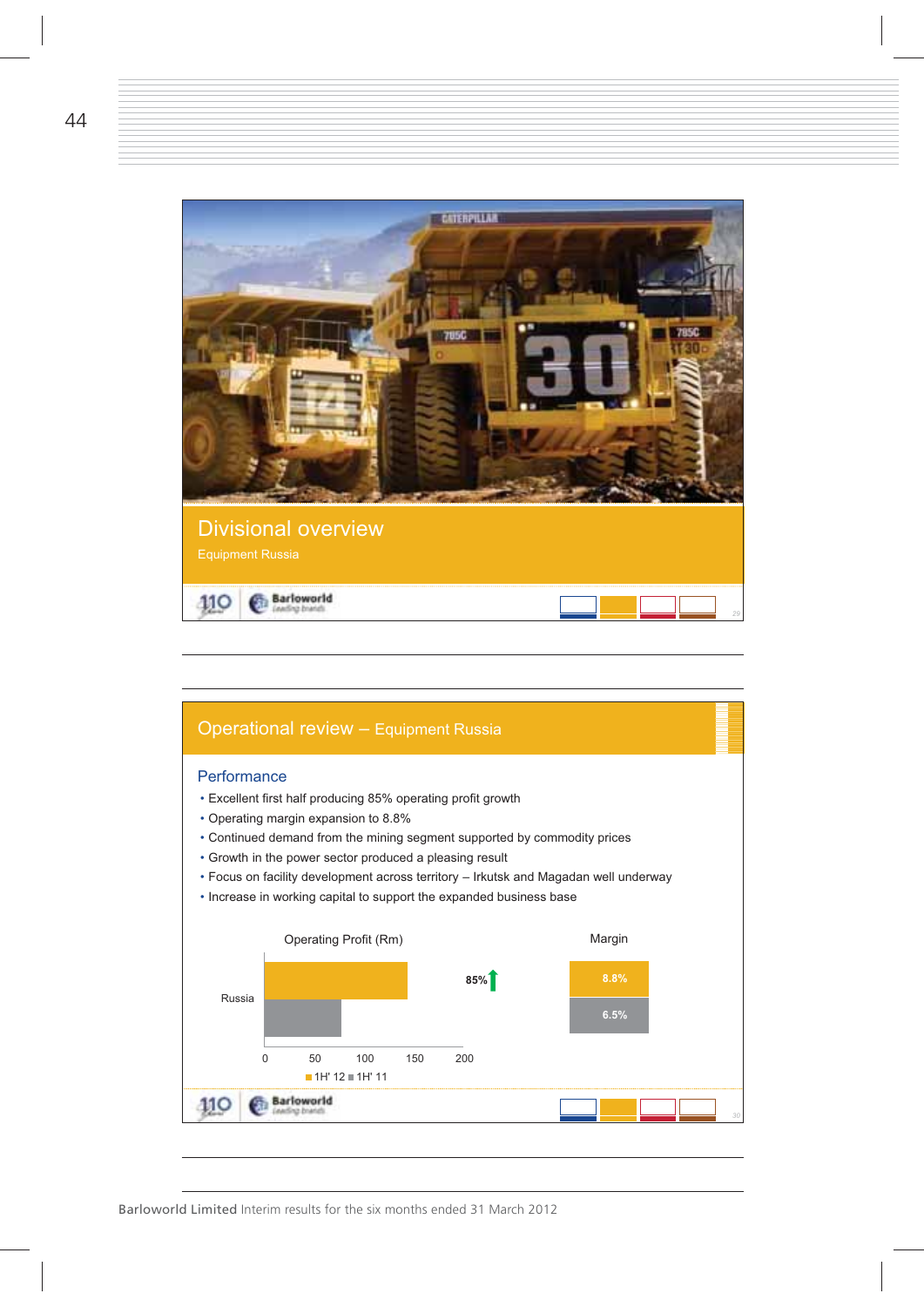## Divisional overview

Equipment Russia

## Operational review – Equipment Russia

### Performance

- Excellent first half producing 85% operating profit growth
- Operating margin expansion to 8.8%
- Continued demand from the mining segment supported by commodity prices
- Growth in the power sector produced a pleasing result
- Focus on facility development across territory – Irkutsk and Magadan well underway
- Increase in working capital to support the expanded business base

Operating Profit (Rm)

Russia

0 50 100 150 200

1H' 12 1H' 11

85%

Margin

8.8%

6.5%

Barloworld Limited Interim results for the six months ended 31 March 2012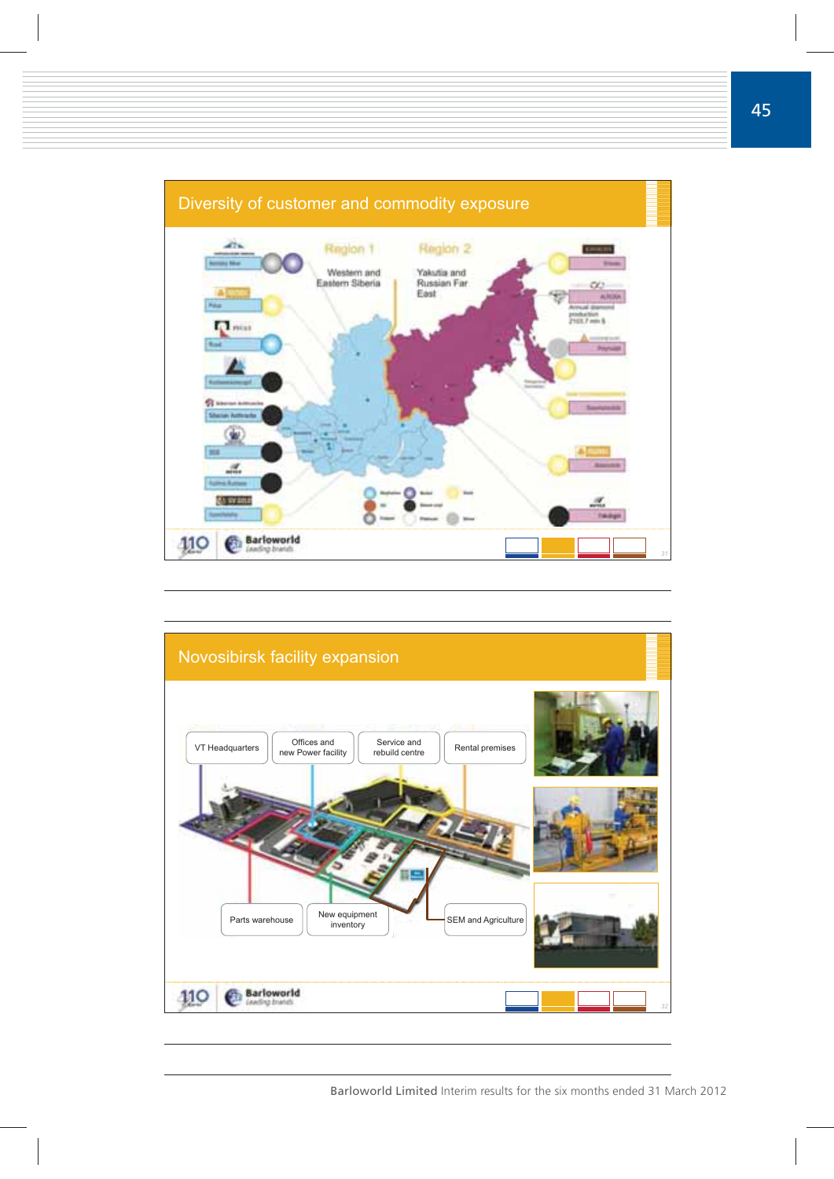## Diversity of customer and commodity exposure

Region 1

Western and Eastern Siberia

Region 2

Yakutia and Russian Far East

## Novosibirsk facility expansion

VT Headquarters

Offices and new Power facility

Service and rebuild centre

Rental premises

Parts warehouse

New equipment inventory

SEM and Agriculture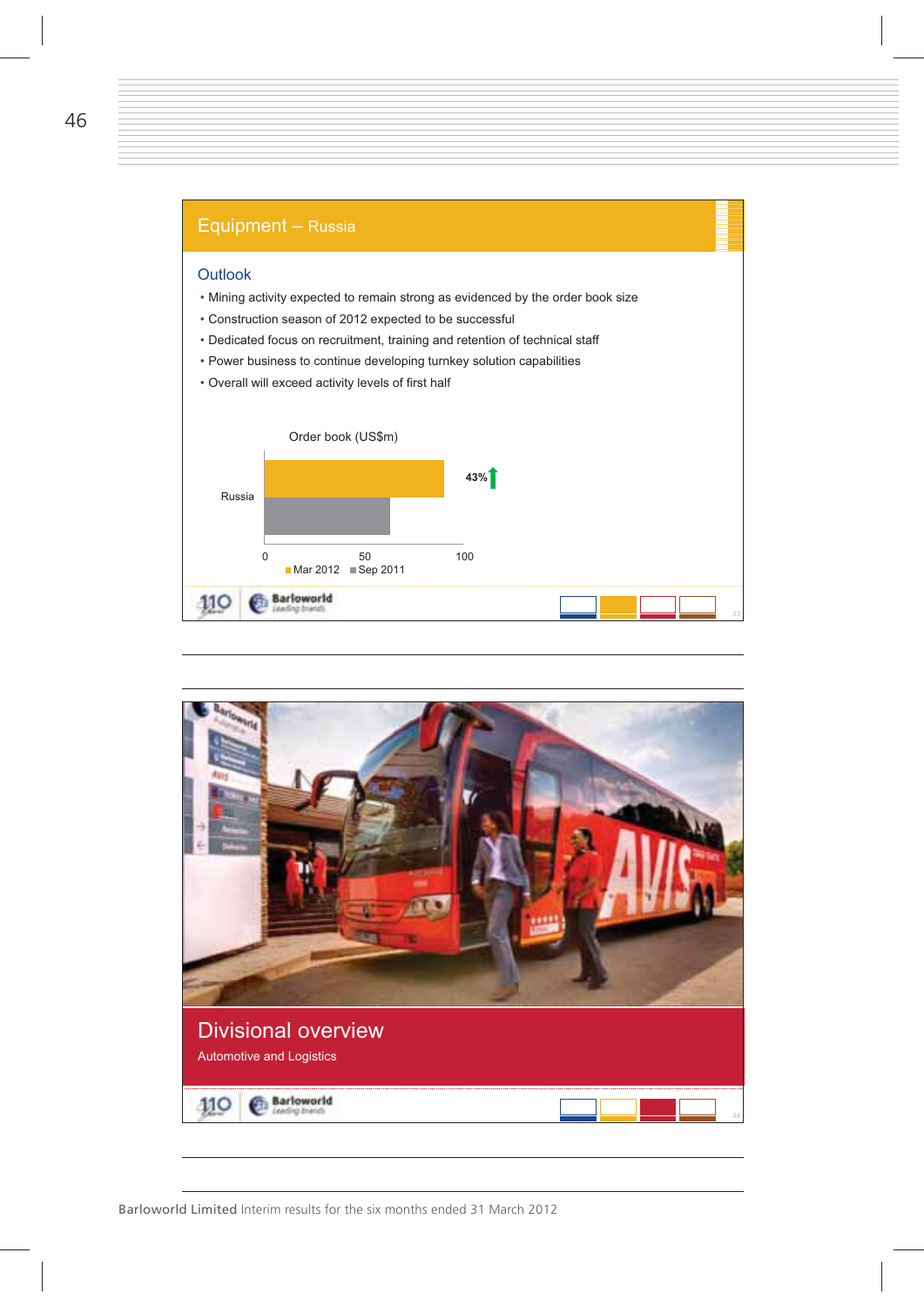## Equipment – Russia

### Outlook

- Mining activity expected to remain strong as evidenced by the order book size
- Construction season of 2012 expected to be successful
- Dedicated focus on recruitment, training and retention of technical staff
- Power business to continue developing turnkey solution capabilities
- Overall will exceed activity levels of first half

Order book (US$m)

Russia

43%

0 50 100

Mar 2012 Sep 2011

## Divisional overview

Automotive and Logistics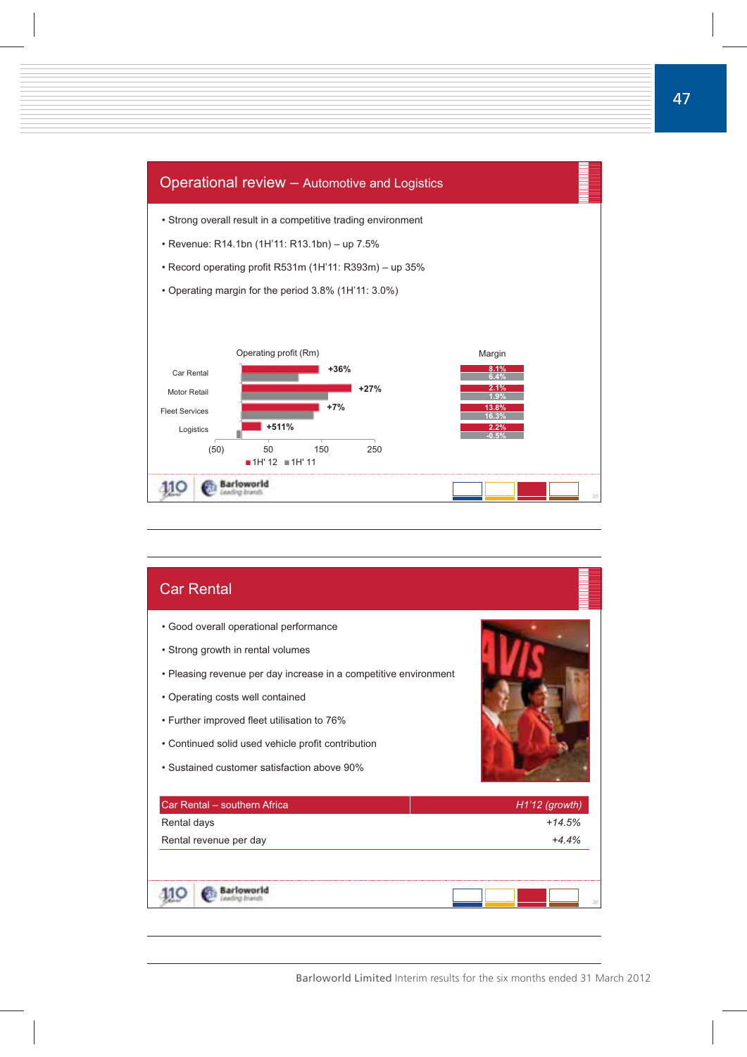## Operational review – Automotive and Logistics

- Strong overall result in a competitive trading environment
- Revenue: R14.1bn (1H'11: R13.1bn) – up 7.5%
- Record operating profit R531m (1H'11: R393m) – up 35%
- Operating margin for the period 3.8% (1H'11: 3.0%)

Operating profit (Rm)

| | Growth | Margin 1H' 12 | Margin 1H' 11 |
|---|---|---|---|
| Car Rental | +36% | 8.1% | 6.4% |
| Motor Retail | +27% | 2.1% | 1.9% |
| Fleet Services | +7% | 13.8% | 16.3% |
| Logistics | +511% | 2.2% | -0.5% |

■ 1H' 12 ■ 1H' 11

## Car Rental

- Good overall operational performance
- Strong growth in rental volumes
- Pleasing revenue per day increase in a competitive environment
- Operating costs well contained
- Further improved fleet utilisation to 76%
- Continued solid used vehicle profit contribution
- Sustained customer satisfaction above 90%

| Car Rental – southern Africa | *H1'12 (growth)* |
|---|---|
| Rental days | *+14.5%* |
| Rental revenue per day | *+4.4%* |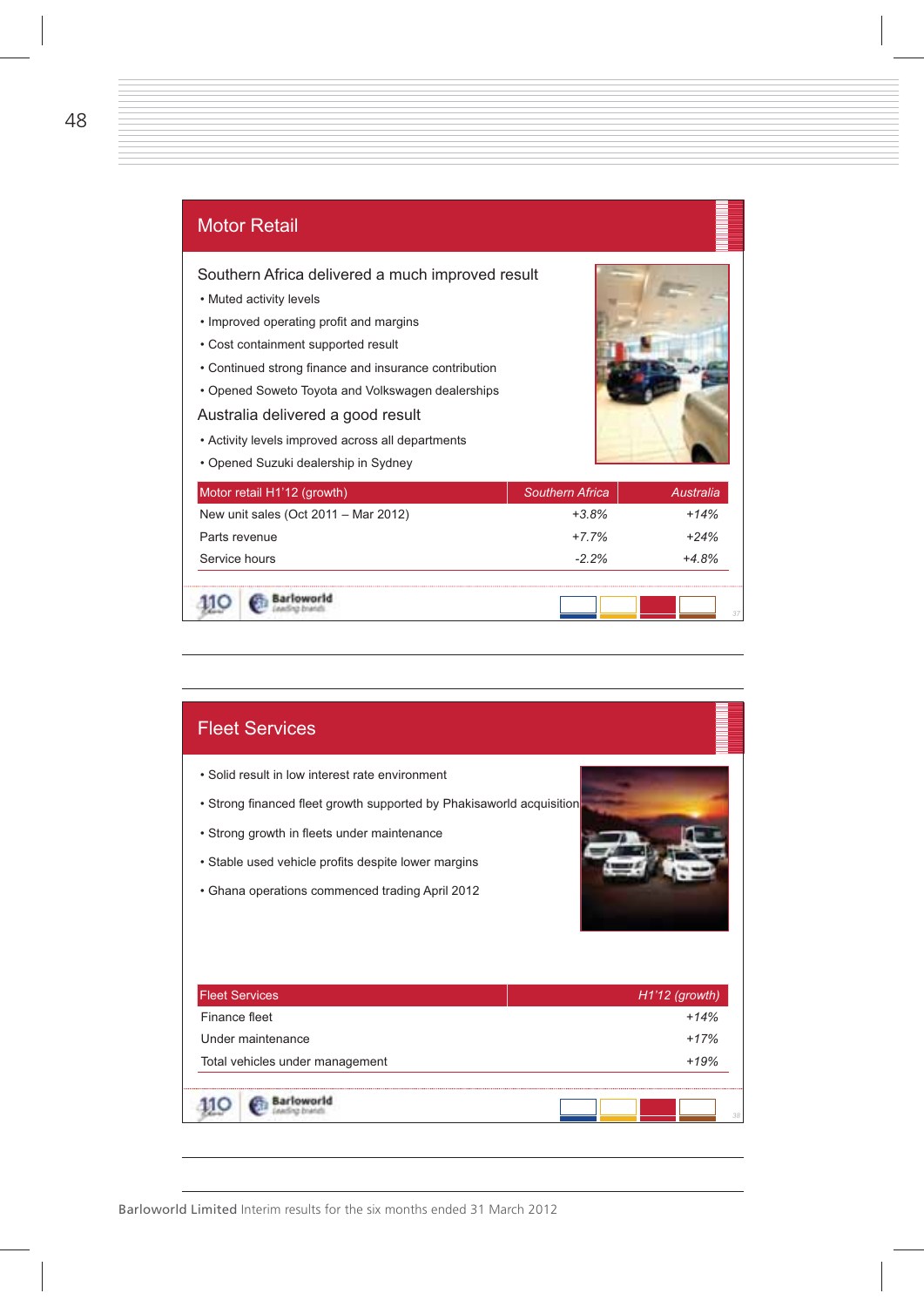## Motor Retail

### Southern Africa delivered a much improved result

- Muted activity levels
- Improved operating profit and margins
- Cost containment supported result
- Continued strong finance and insurance contribution
- Opened Soweto Toyota and Volkswagen dealerships

### Australia delivered a good result

- Activity levels improved across all departments
- Opened Suzuki dealership in Sydney

| Motor retail H1'12 (growth) | *Southern Africa* | *Australia* |
|---|---|---|
| New unit sales (Oct 2011 – Mar 2012) | *+3.8%* | *+14%* |
| Parts revenue | *+7.7%* | *+24%* |
| Service hours | *-2.2%* | *+4.8%* |

## Fleet Services

- Solid result in low interest rate environment
- Strong financed fleet growth supported by Phakisaworld acquisition
- Strong growth in fleets under maintenance
- Stable used vehicle profits despite lower margins
- Ghana operations commenced trading April 2012

| Fleet Services | *H1'12 (growth)* |
|---|---|
| Finance fleet | *+14%* |
| Under maintenance | *+17%* |
| Total vehicles under management | *+19%* |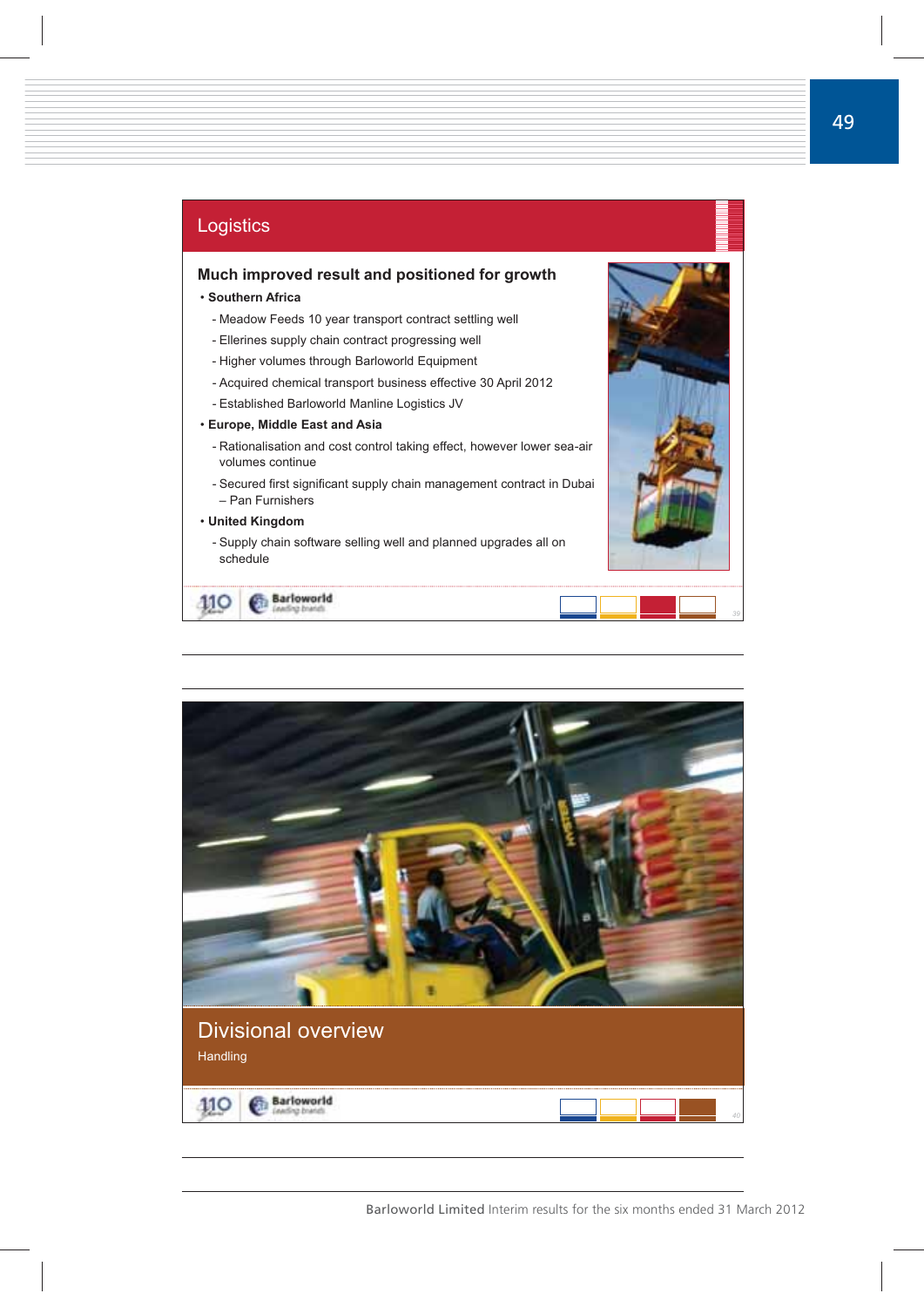## Logistics

### Much improved result and positioned for growth

- **Southern Africa**
  - Meadow Feeds 10 year transport contract settling well
  - Ellerines supply chain contract progressing well
  - Higher volumes through Barloworld Equipment
  - Acquired chemical transport business effective 30 April 2012
  - Established Barloworld Manline Logistics JV
- **Europe, Middle East and Asia**
  - Rationalisation and cost control taking effect, however lower sea-air volumes continue
  - Secured first significant supply chain management contract in Dubai – Pan Furnishers
- **United Kingdom**
  - Supply chain software selling well and planned upgrades all on schedule

## Divisional overview

Handling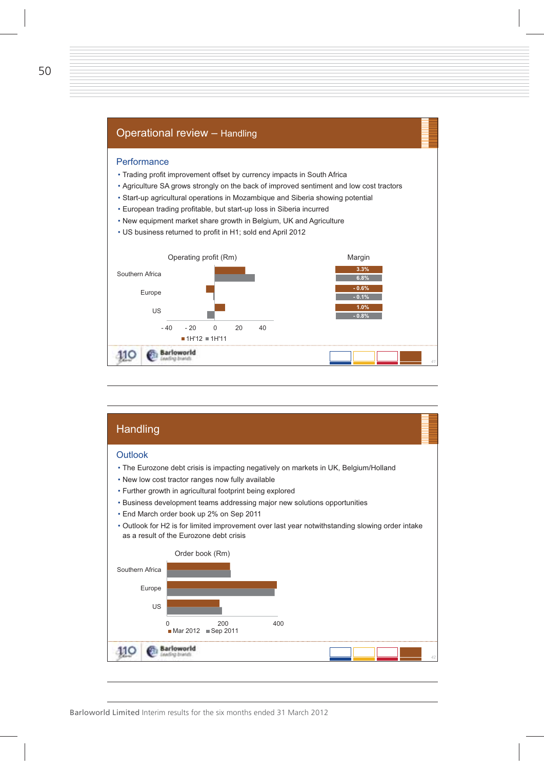## Operational review – Handling

### Performance

- Trading profit improvement offset by currency impacts in South Africa
- Agriculture SA grows strongly on the back of improved sentiment and low cost tractors
- Start-up agricultural operations in Mozambique and Siberia showing potential
- European trading profitable, but start-up loss in Siberia incurred
- New equipment market share growth in Belgium, UK and Agriculture
- US business returned to profit in H1; sold end April 2012

Operating profit (Rm)

| | 1H'12 Margin | 1H'11 Margin |
|---|---|---|
| Southern Africa | 3.3% | 6.8% |
| Europe | - 0.6% | - 0.1% |
| US | 1.0% | - 0.8% |

## Handling

### Outlook

- The Eurozone debt crisis is impacting negatively on markets in UK, Belgium/Holland
- New low cost tractor ranges now fully available
- Further growth in agricultural footprint being explored
- Business development teams addressing major new solutions opportunities
- End March order book up 2% on Sep 2011
- Outlook for H2 is for limited improvement over last year notwithstanding slowing order intake as a result of the Eurozone debt crisis

Order book (Rm)

Southern Africa, Europe, US — Mar 2012 vs Sep 2011

Barloworld Limited Interim results for the six months ended 31 March 2012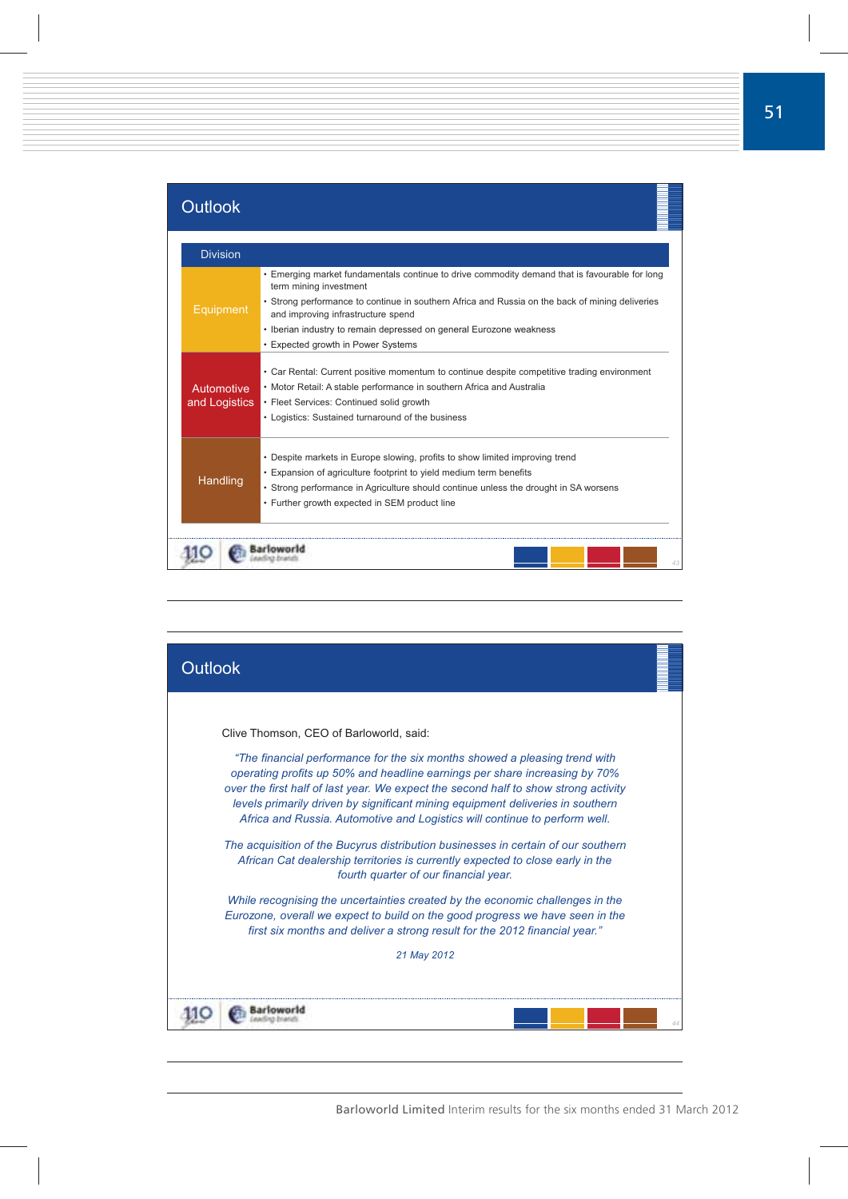## Outlook

| Division | |
|---|---|
| Equipment | • Emerging market fundamentals continue to drive commodity demand that is favourable for long term mining investment<br>• Strong performance to continue in southern Africa and Russia on the back of mining deliveries and improving infrastructure spend<br>• Iberian industry to remain depressed on general Eurozone weakness<br>• Expected growth in Power Systems |
| Automotive and Logistics | • Car Rental: Current positive momentum to continue despite competitive trading environment<br>• Motor Retail: A stable performance in southern Africa and Australia<br>• Fleet Services: Continued solid growth<br>• Logistics: Sustained turnaround of the business |
| Handling | • Despite markets in Europe slowing, profits to show limited improving trend<br>• Expansion of agriculture footprint to yield medium term benefits<br>• Strong performance in Agriculture should continue unless the drought in SA worsens<br>• Further growth expected in SEM product line |

## Outlook

Clive Thomson, CEO of Barloworld, said:

*"The financial performance for the six months showed a pleasing trend with operating profits up 50% and headline earnings per share increasing by 70% over the first half of last year. We expect the second half to show strong activity levels primarily driven by significant mining equipment deliveries in southern Africa and Russia. Automotive and Logistics will continue to perform well.*

*The acquisition of the Bucyrus distribution businesses in certain of our southern African Cat dealership territories is currently expected to close early in the fourth quarter of our financial year.*

*While recognising the uncertainties created by the economic challenges in the Eurozone, overall we expect to build on the good progress we have seen in the first six months and deliver a strong result for the 2012 financial year."*

*21 May 2012*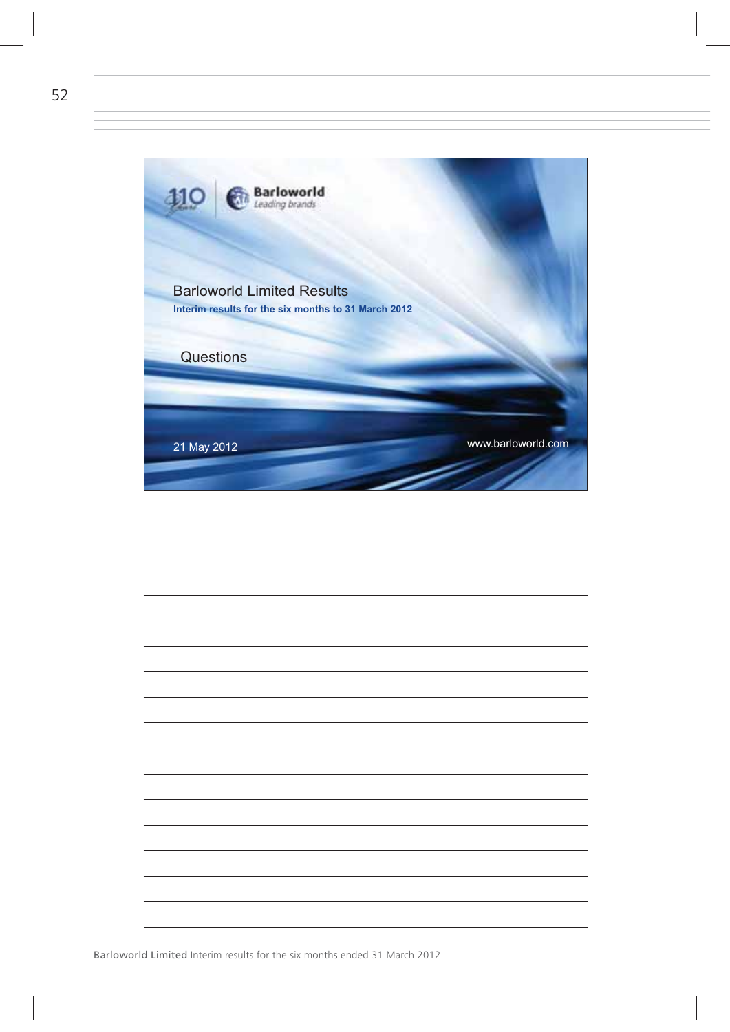Barloworld Limited Results

Interim results for the six months to 31 March 2012

Questions

21 May 2012

www.barloworld.com